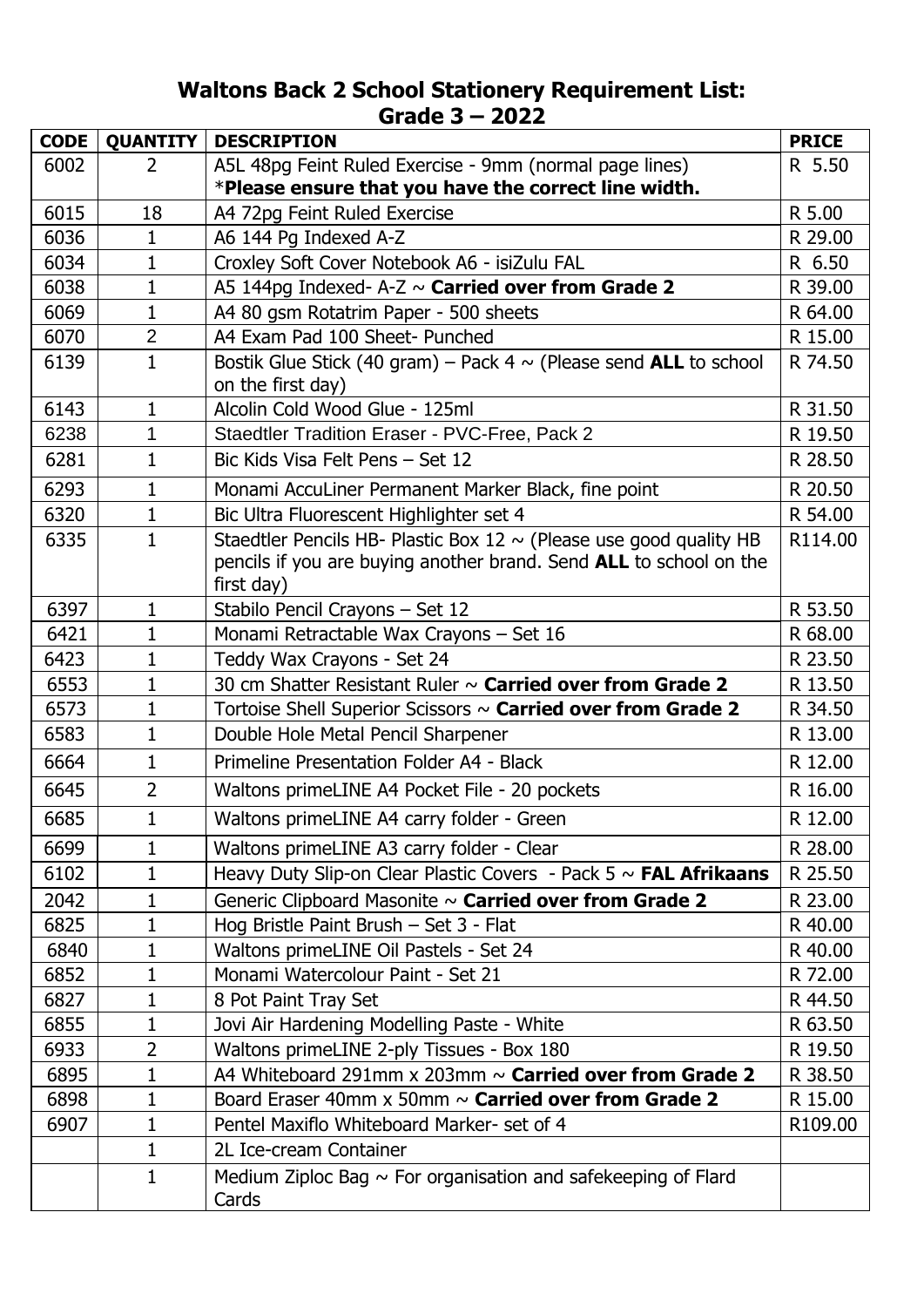# Waltons Back 2 School Stationery Requirement List: Grade 3 – 2022

| CODE | QUANTITY | DESCRIPTION | PRICE |
|---|---|---|---|
| 6002 | 2 | A5L 48pg Feint Ruled Exercise - 9mm (normal page lines) *__Please ensure that you have the correct line width.__ | R 5.50 |
| 6015 | 18 | A4 72pg Feint Ruled Exercise | R 5.00 |
| 6036 | 1 | A6 144 Pg Indexed A-Z | R 29.00 |
| 6034 | 1 | Croxley Soft Cover Notebook A6 - isiZulu FAL | R 6.50 |
| 6038 | 1 | A5 144pg Indexed- A-Z ~ **Carried over from Grade 2** | R 39.00 |
| 6069 | 1 | A4 80 gsm Rotatrim Paper - 500 sheets | R 64.00 |
| 6070 | 2 | A4 Exam Pad 100 Sheet- Punched | R 15.00 |
| 6139 | 1 | Bostik Glue Stick (40 gram) – Pack 4 ~ (Please send **ALL** to school on the first day) | R 74.50 |
| 6143 | 1 | Alcolin Cold Wood Glue - 125ml | R 31.50 |
| 6238 | 1 | Staedtler Tradition Eraser - PVC-Free, Pack 2 | R 19.50 |
| 6281 | 1 | Bic Kids Visa Felt Pens – Set 12 | R 28.50 |
| 6293 | 1 | Monami AccuLiner Permanent Marker Black, fine point | R 20.50 |
| 6320 | 1 | Bic Ultra Fluorescent Highlighter set 4 | R 54.00 |
| 6335 | 1 | Staedtler Pencils HB- Plastic Box 12 ~ (Please use good quality HB pencils if you are buying another brand. Send **ALL** to school on the first day) | R114.00 |
| 6397 | 1 | Stabilo Pencil Crayons – Set 12 | R 53.50 |
| 6421 | 1 | Monami Retractable Wax Crayons – Set 16 | R 68.00 |
| 6423 | 1 | Teddy Wax Crayons - Set 24 | R 23.50 |
| 6553 | 1 | 30 cm Shatter Resistant Ruler ~ **Carried over from Grade 2** | R 13.50 |
| 6573 | 1 | Tortoise Shell Superior Scissors ~ **Carried over from Grade 2** | R 34.50 |
| 6583 | 1 | Double Hole Metal Pencil Sharpener | R 13.00 |
| 6664 | 1 | Primeline Presentation Folder A4 - Black | R 12.00 |
| 6645 | 2 | Waltons primeLINE A4 Pocket File - 20 pockets | R 16.00 |
| 6685 | 1 | Waltons primeLINE A4 carry folder - Green | R 12.00 |
| 6699 | 1 | Waltons primeLINE A3 carry folder - Clear | R 28.00 |
| 6102 | 1 | Heavy Duty Slip-on Clear Plastic Covers - Pack 5 ~ **FAL Afrikaans** | R 25.50 |
| 2042 | 1 | Generic Clipboard Masonite ~ **Carried over from Grade 2** | R 23.00 |
| 6825 | 1 | Hog Bristle Paint Brush – Set 3 - Flat | R 40.00 |
| 6840 | 1 | Waltons primeLINE Oil Pastels - Set 24 | R 40.00 |
| 6852 | 1 | Monami Watercolour Paint - Set 21 | R 72.00 |
| 6827 | 1 | 8 Pot Paint Tray Set | R 44.50 |
| 6855 | 1 | Jovi Air Hardening Modelling Paste - White | R 63.50 |
| 6933 | 2 | Waltons primeLINE 2-ply Tissues - Box 180 | R 19.50 |
| 6895 | 1 | A4 Whiteboard 291mm x 203mm ~ **Carried over from Grade 2** | R 38.50 |
| 6898 | 1 | Board Eraser 40mm x 50mm ~ **Carried over from Grade 2** | R 15.00 |
| 6907 | 1 | Pentel Maxiflo Whiteboard Marker- set of 4 | R109.00 |
| | 1 | 2L Ice-cream Container | |
| | 1 | Medium Ziploc Bag ~ For organisation and safekeeping of Flard Cards | |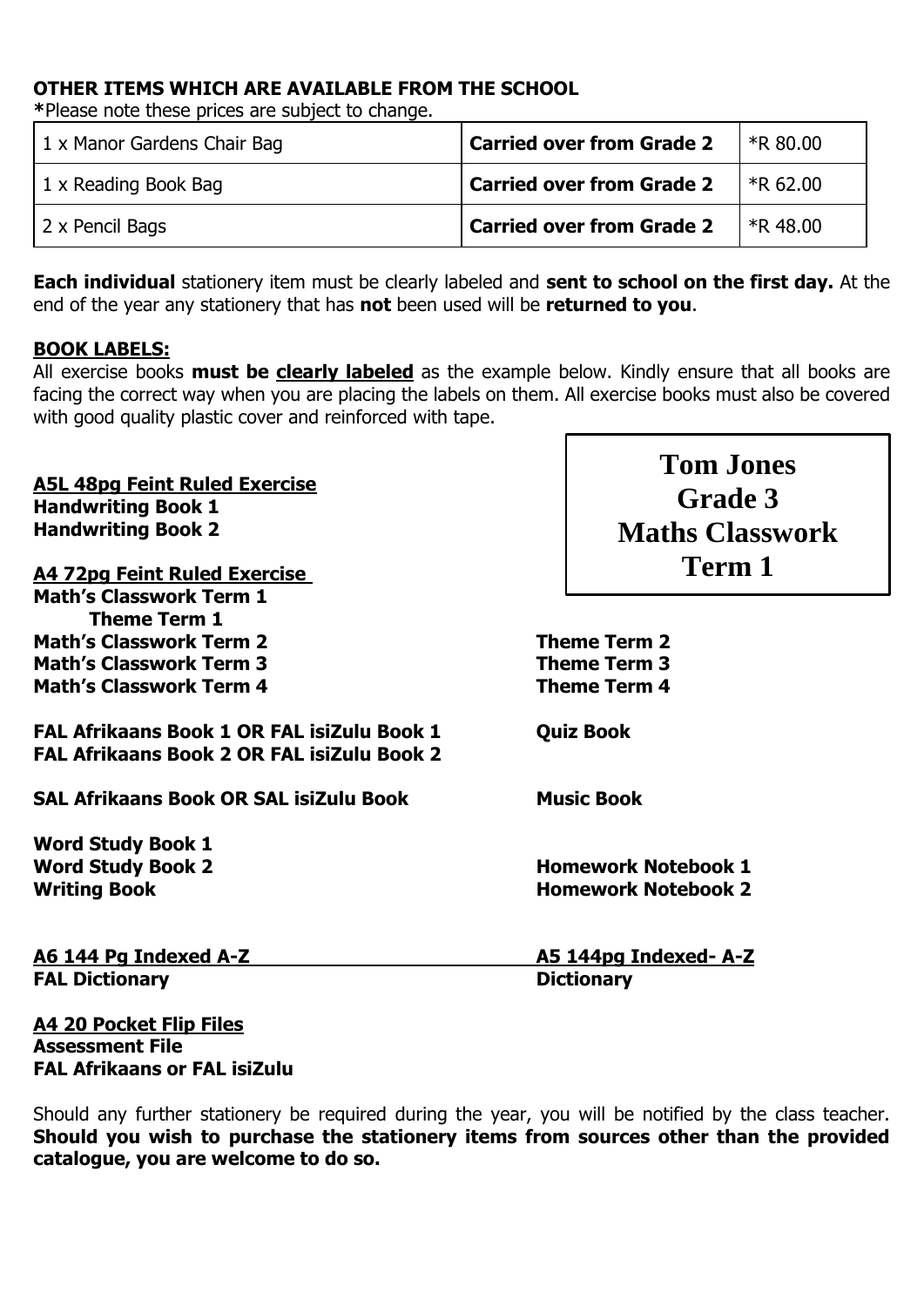**OTHER ITEMS WHICH ARE AVAILABLE FROM THE SCHOOL**

***Please note these prices are subject to change.**

| | | |
|---|---|---|
| 1 x Manor Gardens Chair Bag | **Carried over from Grade 2** | *R 80.00 |
| 1 x Reading Book Bag | **Carried over from Grade 2** | *R 62.00 |
| 2 x Pencil Bags | **Carried over from Grade 2** | *R 48.00 |

**Each individual** stationery item must be clearly labeled and **sent to school on the first day.** At the end of the year any stationery that has **not** been used will be **returned to you**.

**BOOK LABELS:**

All exercise books **must be clearly labeled** as the example below. Kindly ensure that all books are facing the correct way when you are placing the labels on them. All exercise books must also be covered with good quality plastic cover and reinforced with tape.

> **Tom Jones**
> **Grade 3**
> **Maths Classwork**
> **Term 1**

**A5L 48pg Feint Ruled Exercise**

**Handwriting Book 1**
**Handwriting Book 2**

**A4 72pg Feint Ruled Exercise**

**Math's Classwork Term 1**
**Theme Term 1**
**Math's Classwork Term 2**
**Math's Classwork Term 3**
**Math's Classwork Term 4**
**Theme Term 2**
**Theme Term 3**
**Theme Term 4**

**FAL Afrikaans Book 1 OR FAL isiZulu Book 1**
**FAL Afrikaans Book 2 OR FAL isiZulu Book 2**
**Quiz Book**

**SAL Afrikaans Book OR SAL isiZulu Book**
**Music Book**

**Word Study Book 1**
**Word Study Book 2**
**Writing Book**
**Homework Notebook 1**
**Homework Notebook 2**

**A6 144 Pg Indexed A-Z**

**FAL Dictionary**

**A5 144pg Indexed- A-Z**

**Dictionary**

**A4 20 Pocket Flip Files**

**Assessment File**
**FAL Afrikaans or FAL isiZulu**

Should any further stationery be required during the year, you will be notified by the class teacher. **Should you wish to purchase the stationery items from sources other than the provided catalogue, you are welcome to do so.**